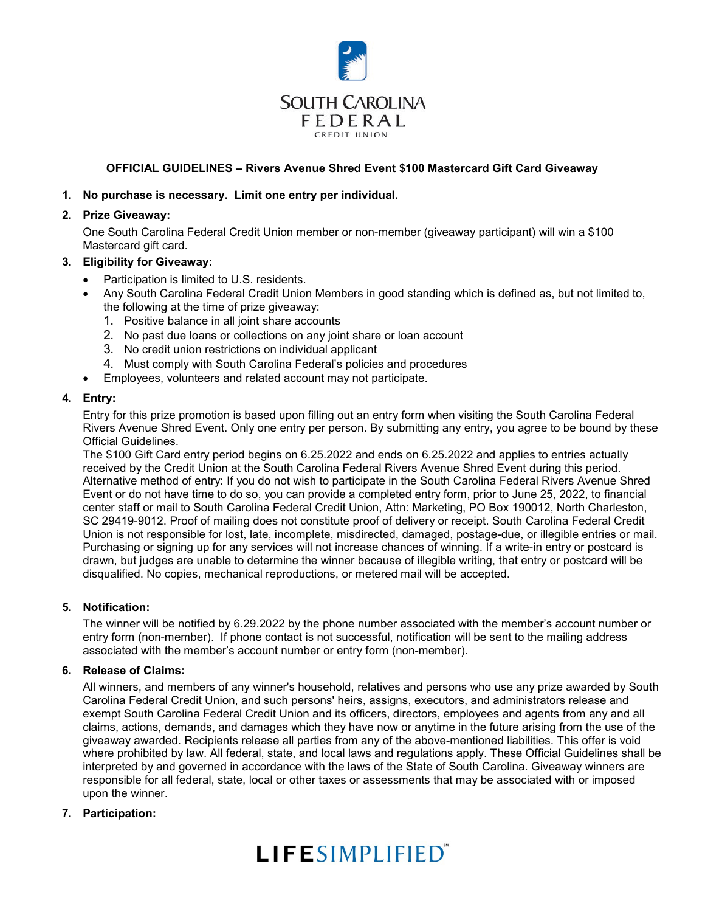SOUTH CAROLINA FEDERAL CREDIT UNION

**OFFICIAL GUIDELINES – Rivers Avenue Shred Event $100 Mastercard Gift Card Giveaway**

1. **No purchase is necessary. Limit one entry per individual.**

2. **Prize Giveaway:**

   One South Carolina Federal Credit Union member or non-member (giveaway participant) will win a $100 Mastercard gift card.

3. **Eligibility for Giveaway:**
   - Participation is limited to U.S. residents.
   - Any South Carolina Federal Credit Union Members in good standing which is defined as, but not limited to, the following at the time of prize giveaway:
     1. Positive balance in all joint share accounts
     2. No past due loans or collections on any joint share or loan account
     3. No credit union restrictions on individual applicant
     4. Must comply with South Carolina Federal's policies and procedures
   - Employees, volunteers and related account may not participate.

4. **Entry:**

   Entry for this prize promotion is based upon filling out an entry form when visiting the South Carolina Federal Rivers Avenue Shred Event. Only one entry per person. By submitting any entry, you agree to be bound by these Official Guidelines.
   The $100 Gift Card entry period begins on 6.25.2022 and ends on 6.25.2022 and applies to entries actually received by the Credit Union at the South Carolina Federal Rivers Avenue Shred Event during this period.
   Alternative method of entry: If you do not wish to participate in the South Carolina Federal Rivers Avenue Shred Event or do not have time to do so, you can provide a completed entry form, prior to June 25, 2022, to financial center staff or mail to South Carolina Federal Credit Union, Attn: Marketing, PO Box 190012, North Charleston, SC 29419-9012. Proof of mailing does not constitute proof of delivery or receipt. South Carolina Federal Credit Union is not responsible for lost, late, incomplete, misdirected, damaged, postage-due, or illegible entries or mail. Purchasing or signing up for any services will not increase chances of winning. If a write-in entry or postcard is drawn, but judges are unable to determine the winner because of illegible writing, that entry or postcard will be disqualified. No copies, mechanical reproductions, or metered mail will be accepted.

5. **Notification:**

   The winner will be notified by 6.29.2022 by the phone number associated with the member's account number or entry form (non-member). If phone contact is not successful, notification will be sent to the mailing address associated with the member's account number or entry form (non-member).

6. **Release of Claims:**

   All winners, and members of any winner's household, relatives and persons who use any prize awarded by South Carolina Federal Credit Union, and such persons' heirs, assigns, executors, and administrators release and exempt South Carolina Federal Credit Union and its officers, directors, employees and agents from any and all claims, actions, demands, and damages which they have now or anytime in the future arising from the use of the giveaway awarded. Recipients release all parties from any of the above-mentioned liabilities. This offer is void where prohibited by law. All federal, state, and local laws and regulations apply. These Official Guidelines shall be interpreted by and governed in accordance with the laws of the State of South Carolina. Giveaway winners are responsible for all federal, state, local or other taxes or assessments that may be associated with or imposed upon the winner.

7. **Participation:**

LIFESIMPLIFIED℠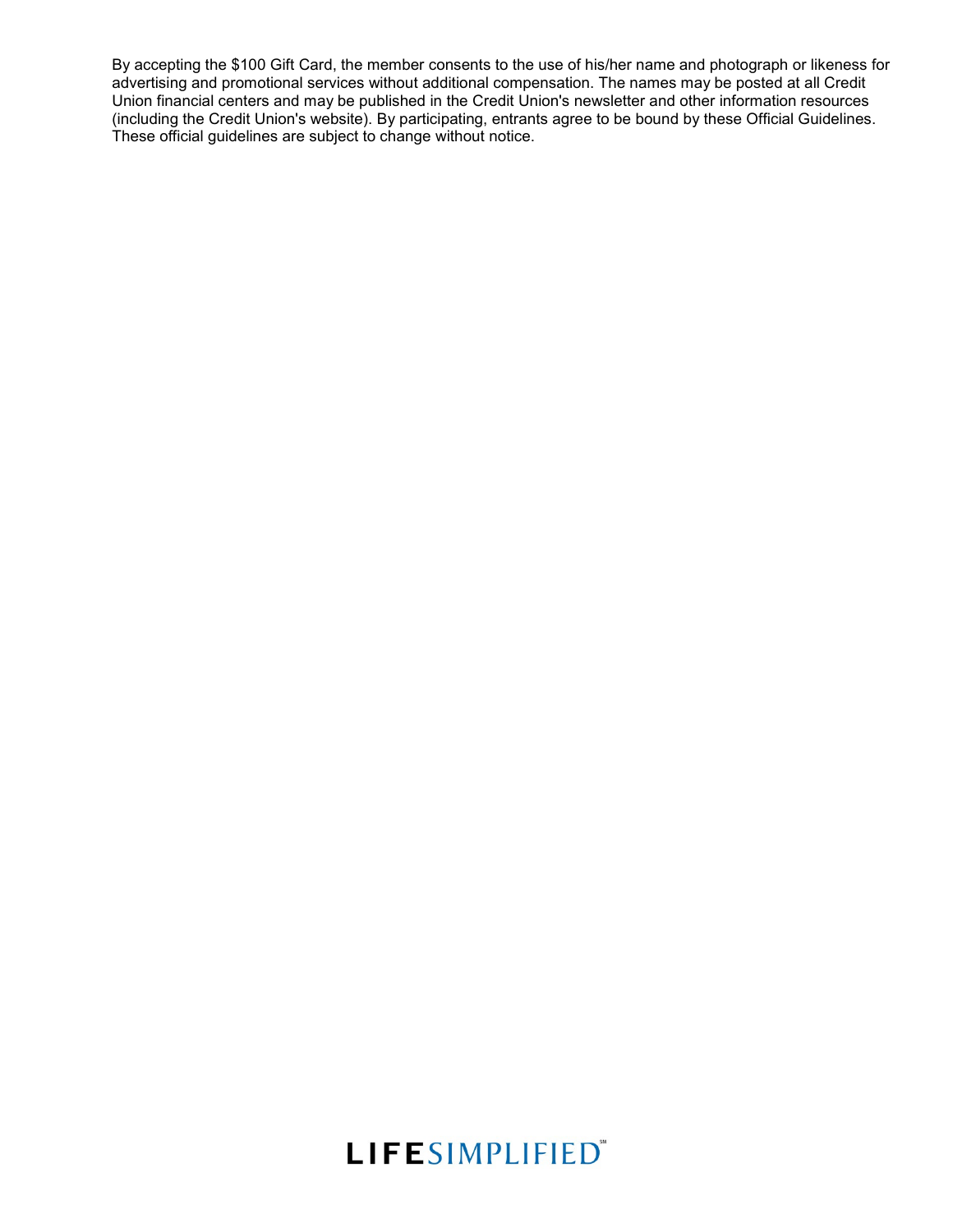By accepting the $100 Gift Card, the member consents to the use of his/her name and photograph or likeness for advertising and promotional services without additional compensation. The names may be posted at all Credit Union financial centers and may be published in the Credit Union's newsletter and other information resources (including the Credit Union's website). By participating, entrants agree to be bound by these Official Guidelines. These official guidelines are subject to change without notice.

LIFESIMPLIFIED℠